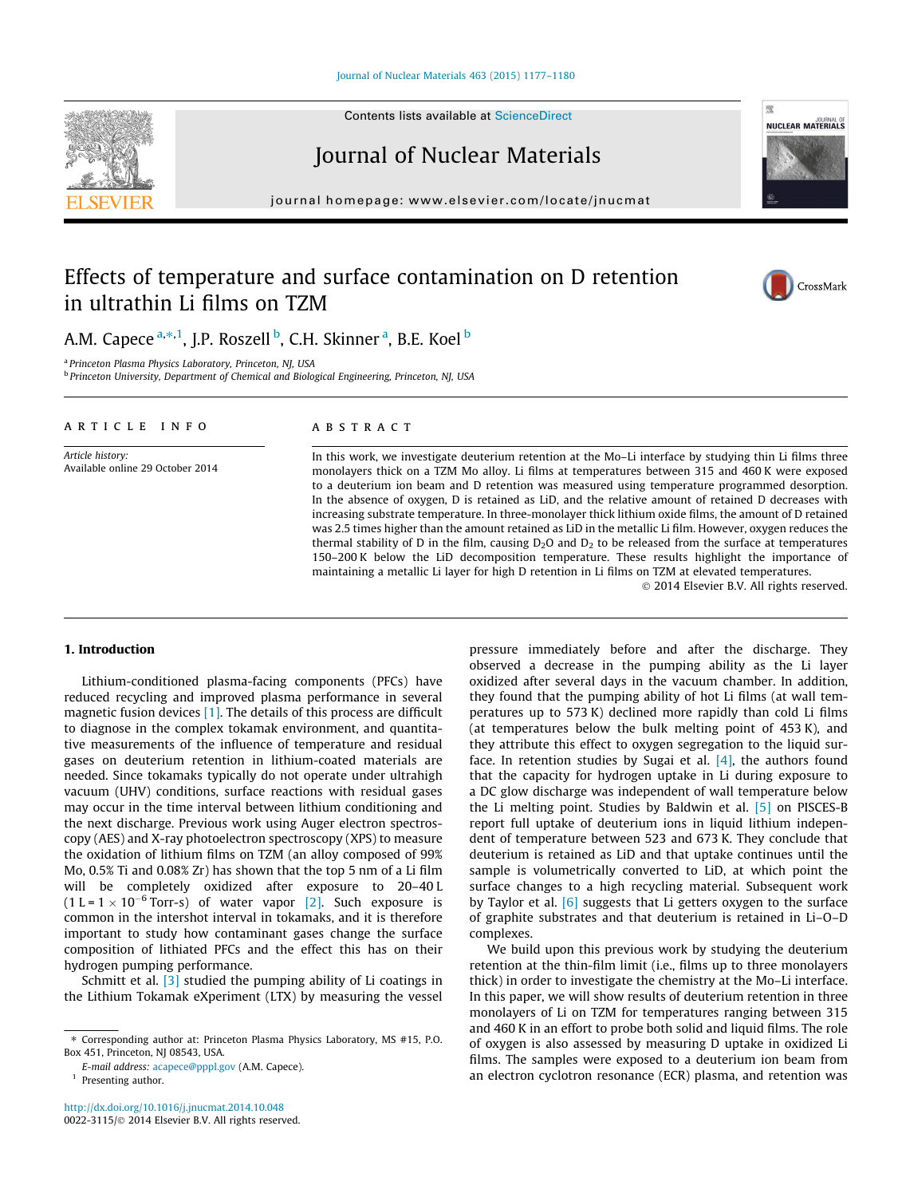# Effects of temperature and surface contamination on D retention in ultrathin Li films on TZM

A.M. Capece [a,*,1], J.P. Roszell [b], C.H. Skinner [a], B.E. Koel [b]

[a] Princeton Plasma Physics Laboratory, Princeton, NJ, USA
[b] Princeton University, Department of Chemical and Biological Engineering, Princeton, NJ, USA

**ARTICLE INFO**

*Article history:*
Available online 29 October 2014

**ABSTRACT**

In this work, we investigate deuterium retention at the Mo–Li interface by studying thin Li films three monolayers thick on a TZM Mo alloy. Li films at temperatures between 315 and 460 K were exposed to a deuterium ion beam and D retention was measured using temperature programmed desorption. In the absence of oxygen, D is retained as LiD, and the relative amount of D decreases with increasing substrate temperature. In three-monolayer thick lithium oxide films, the amount of D retained was 2.5 times higher than the amount retained as LiD in the metallic Li film. However, oxygen reduces the thermal stability of D in the film, causing $D_2O$ and $D_2$ to be released from the surface at temperatures 150–200 K below the LiD decomposition temperature. These results highlight the importance of maintaining a metallic Li layer for high D retention in Li films on TZM at elevated temperatures.

© 2014 Elsevier B.V. All rights reserved.

## 1. Introduction

Lithium-conditioned plasma-facing components (PFCs) have reduced recycling and improved plasma performance in several magnetic fusion devices [1]. The details of this process are difficult to diagnose in the complex tokamak environment, and quantitative measurements of the influence of temperature and residual gases on deuterium retention in lithium-coated materials are needed. Since tokamaks typically do not operate under ultrahigh vacuum (UHV) conditions, surface reactions with residual gases may occur in the time interval between lithium conditioning and the next discharge. Previous work using Auger electron spectroscopy (AES) and X-ray photoelectron spectroscopy (XPS) to measure the oxidation of lithium films on TZM (an alloy composed of 99% Mo, 0.5% Ti and 0.08% Zr) has shown that the top 5 nm of a Li film will be completely oxidized after exposure to 20–40 L ($1\ L = 1 \times 10^{-6}$ Torr-s) of water vapor [2]. Such exposure is common in the intershot interval in tokamaks, and it is therefore important to study how contaminant gases change the surface composition of lithiated PFCs and the effect this has on their hydrogen pumping performance.

Schmitt et al. [3] studied the pumping ability of Li coatings in the Lithium Tokamak eXperiment (LTX) by measuring the vessel pressure immediately before and after the discharge. They observed a decrease in the pumping ability as the Li layer oxidized after several days in the vacuum chamber. In addition, they found that the pumping ability of hot Li films (at wall temperatures up to 573 K) declined more rapidly than cold Li films (at temperatures below the bulk melting point of 453 K), and they attribute this effect to oxygen segregation to the liquid surface. In retention studies by Sugai et al. [4], the authors found that the capacity for hydrogen uptake in Li during exposure to a DC glow discharge was independent of wall temperature below the Li melting point. Studies by Baldwin et al. [5] on PISCES-B report full uptake of deuterium ions in liquid lithium independent of temperature between 523 and 673 K. They conclude that deuterium is retained as LiD and that uptake continues until the sample is volumetrically converted to LiD, at which point the surface changes to a high recycling material. Subsequent work by Taylor et al. [6] suggests that Li getters oxygen to the surface of graphite substrates and that deuterium is retained in Li–O–D complexes.

We build upon this previous work by studying the deuterium retention at the thin-film limit (i.e., films up to three monolayers thick) in order to investigate the chemistry at the Mo–Li interface. In this paper, we will show results of deuterium retention in three monolayers of Li on TZM for temperatures ranging between 315 and 460 K in an effort to probe both solid and liquid films. The role of oxygen is also assessed by measuring D uptake in oxidized Li films. The samples were exposed to a deuterium ion beam from an electron cyclotron resonance (ECR) plasma, and retention was

* Corresponding author at: Princeton Plasma Physics Laboratory, MS #15, P.O. Box 451, Princeton, NJ 08543, USA.
E-mail address: acapece@pppl.gov (A.M. Capece).
[1] Presenting author.

http://dx.doi.org/10.1016/j.jnucmat.2014.10.048
0022-3115/© 2014 Elsevier B.V. All rights reserved.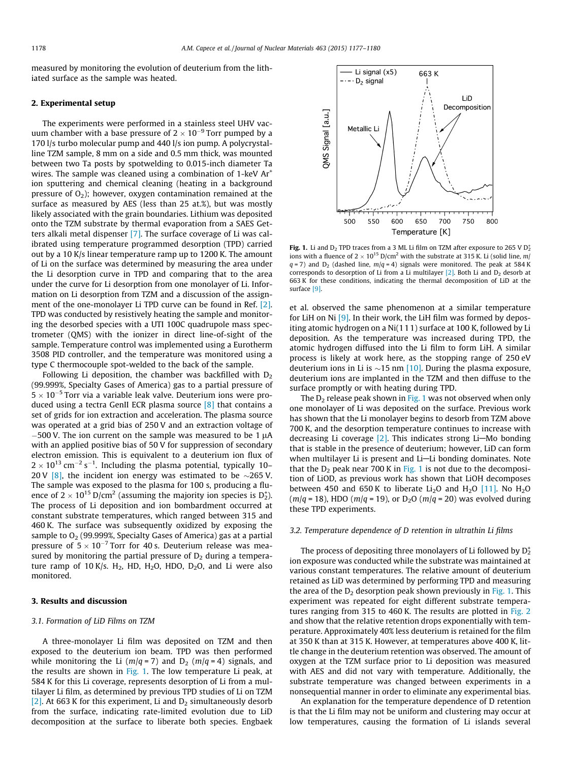measured by monitoring the evolution of deuterium from the lithiated surface as the sample was heated.

## 2. Experimental setup

The experiments were performed in a stainless steel UHV vacuum chamber with a base pressure of $2 \times 10^{-9}$ Torr pumped by a 170 l/s turbo molecular pump and 440 l/s ion pump. A polycrystalline TZM sample, 8 mm on a side and 0.5 mm thick, was mounted between two Ta posts by spotwelding to 0.015-inch diameter Ta wires. The sample was cleaned using a combination of 1-keV $Ar^+$ ion sputtering and chemical cleaning (heating in a background pressure of $O_2$); however, oxygen contamination remained at the surface as measured by AES (less than 25 at.%), but was mostly likely associated with the grain boundaries. Lithium was deposited onto the TZM substrate by thermal evaporation from a SAES Getters alkali metal dispenser [7]. The surface coverage of Li was calibrated using temperature programmed desorption (TPD) carried out by a 10 K/s linear temperature ramp up to 1200 K. The amount of Li on the surface was determined by measuring the area under the Li desorption curve in TPD and comparing that to the area under the curve for Li desorption from one monolayer of Li. Information on Li desorption from TZM and a discussion of the assignment of the one-monolayer Li TPD curve can be found in Ref. [2]. TPD was conducted by resistively heating the sample and monitoring the desorbed species with a UTI 100C quadrupole mass spectrometer (QMS) with the ionizer in direct line-of-sight of the sample. Temperature control was implemented using a Eurotherm 3508 PID controller, and the temperature was monitored using a type C thermocouple spot-welded to the back of the sample.

Following Li deposition, the chamber was backfilled with $D_2$ (99.999%, Specialty Gases of America) gas to a partial pressure of $5 \times 10^{-5}$ Torr via a variable leak valve. Deuterium ions were produced using a tectra GenII ECR plasma source [8] that contains a set of grids for ion extraction and acceleration. The plasma source was operated at a grid bias of 250 V and an extraction voltage of −500 V. The ion current on the sample was measured to be 1 μA with an applied positive bias of 50 V for suppression of secondary electron emission. This is equivalent to a deuterium ion flux of $2 \times 10^{13}$ $cm^{-2}$ $s^{-1}$. Including the plasma potential, typically 10–20 V [8], the incident ion energy was estimated to be ~265 V. The sample was exposed to the plasma for 100 s, producing a fluence of $2 \times 10^{15}$ D/$cm^2$ (assuming the majority ion species is $D_2^+$). The process of Li deposition and ion bombardment occurred at constant substrate temperatures, which ranged between 315 and 460 K. The surface was subsequently oxidized by exposing the sample to $O_2$ (99.999%, Specialty Gases of America) gas at a partial pressure of $5 \times 10^{-7}$ Torr for 40 s. Deuterium release was measured by monitoring the partial pressure of $D_2$ during a temperature ramp of 10 K/s. $H_2$, HD, $H_2O$, HDO, $D_2O$, and Li were also monitored.

## 3. Results and discussion

### 3.1. Formation of LiD Films on TZM

A three-monolayer Li film was deposited on TZM and then exposed to the deuterium ion beam. TPD was then performed while monitoring the Li ($m/q = 7$) and $D_2$ ($m/q = 4$) signals, and the results are shown in Fig. 1. The low temperature Li peak, at 584 K for this Li coverage, represents desorption of Li from a multilayer Li film, as determined by previous TPD studies of Li on TZM [2]. At 663 K for this experiment, Li and $D_2$ simultaneously desorb from the surface, indicating rate-limited evolution due to LiD decomposition at the surface to liberate both species. Engbaek et al. observed the same phenomenon at a similar temperature for LiH on Ni [9]. In their work, the LiH film was formed by depositing atomic hydrogen on a Ni(1 1 1) surface at 100 K, followed by Li deposition. As the temperature was increased during TPD, the atomic hydrogen diffused into the Li film to form LiH. A similar process is likely at work here, as the stopping range of 250 eV deuterium ions in Li is ~15 nm [10]. During the plasma exposure, deuterium ions are implanted in the TZM and then diffuse to the surface promptly or with heating during TPD.

**Fig. 1.** Li and $D_2$ TPD traces from a 3 ML Li film on TZM after exposure to 265 V $D_2^+$ ions with a fluence of $2 \times 10^{15}$ D/$cm^2$ with the substrate at 315 K. Li (solid line, $m/q = 7$) and $D_2$ (dashed line, $m/q = 4$) signals were monitored. The peak at 584 K corresponds to desorption of Li from a Li multilayer [2]. Both Li and $D_2$ desorb at 663 K for these conditions, indicating the thermal decomposition of LiD at the surface [9].

The $D_2$ release peak shown in Fig. 1 was not observed when only one monolayer of Li was deposited on the surface. Previous work has shown that the Li monolayer begins to desorb from TZM above 700 K, and the desorption temperature continues to increase with decreasing Li coverage [2]. This indicates strong Li—Mo bonding that is stable in the presence of deuterium; however, LiD can form when multilayer Li is present and Li—Li bonding dominates. Note that the $D_2$ peak near 700 K in Fig. 1 is not due to the decomposition of LiOD, as previous work has shown that LiOH decomposes between 450 and 650 K to liberate $Li_2O$ and $H_2O$ [11]. No $H_2O$ ($m/q = 18$), HDO ($m/q = 19$), or $D_2O$ ($m/q = 20$) was evolved during these TPD experiments.

### 3.2. Temperature dependence of D retention in ultrathin Li films

The process of depositing three monolayers of Li followed by $D_2^+$ ion exposure was conducted while the substrate was maintained at various constant temperatures. The relative amount of deuterium retained as LiD was determined by performing TPD and measuring the area of the $D_2$ desorption peak shown previously in Fig. 1. This experiment was repeated for eight different substrate temperatures ranging from 315 to 460 K. The results are plotted in Fig. 2 and show that the relative retention drops exponentially with temperature. Approximately 40% less deuterium is retained for the film at 350 K than at 315 K. However, at temperatures above 400 K, little change in the deuterium retention was observed. The amount of oxygen at the TZM surface prior to Li deposition was measured with AES and did not vary with temperature. Additionally, the substrate temperature was changed between experiments in a nonsequential manner in order to eliminate any experimental bias.

An explanation for the temperature dependence of D retention is that the Li film may not be uniform and clustering may occur at low temperatures, causing the formation of Li islands several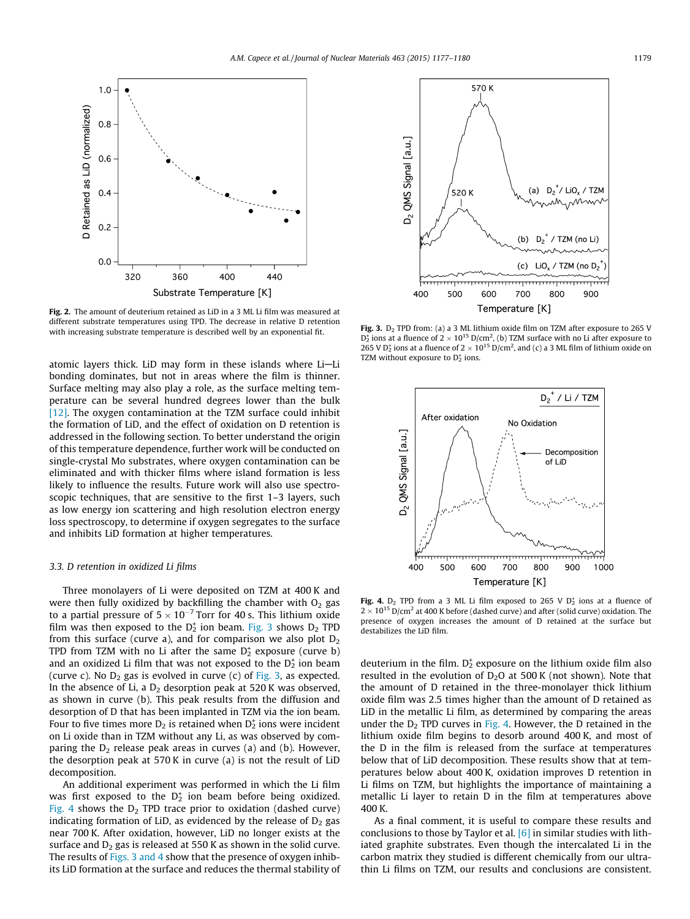Fig. 2. The amount of deuterium retained as LiD in a 3 ML Li film was measured at different substrate temperatures using TPD. The decrease in relative D retention with increasing substrate temperature is described well by an exponential fit.

Fig. 3. $D_2$ TPD from: (a) a 3 ML lithium oxide film on TZM after exposure to 265 V $D_2^+$ ions at a fluence of $2 \times 10^{15}$ D/cm$^2$, (b) TZM surface with no Li after exposure to 265 V $D_2^+$ ions at a fluence of $2 \times 10^{15}$ D/cm$^2$, and (c) a 3 ML film of lithium oxide on TZM without exposure to $D_2^+$ ions.

atomic layers thick. LiD may form in these islands where Li—Li bonding dominates, but not in areas where the film is thinner. Surface melting may also play a role, as the surface melting temperature can be several hundred degrees lower than the bulk [12]. The oxygen contamination at the TZM surface could inhibit the formation of LiD, and the effect of oxidation on D retention is addressed in the following section. To better understand the origin of this temperature dependence, further work will be conducted on single-crystal Mo substrates, where oxygen contamination can be eliminated and with thicker films where island formation is less likely to influence the results. Future work will also use spectroscopic techniques, that are sensitive to the first 1–3 layers, such as low energy ion scattering and high resolution electron energy loss spectroscopy, to determine if oxygen segregates to the surface and inhibits LiD formation at higher temperatures.

### 3.3. D retention in oxidized Li films

Three monolayers of Li were deposited on TZM at 400 K and were then fully oxidized by backfilling the chamber with $O_2$ gas to a partial pressure of $5 \times 10^{-7}$ Torr for 40 s. This lithium oxide film was then exposed to the $D_2^+$ ion beam. Fig. 3 shows $D_2$ TPD from this surface (curve a), and for comparison we also plot $D_2$ TPD from TZM with no Li after the same $D_2^+$ exposure (curve b) and an oxidized Li film that was not exposed to the $D_2^+$ ion beam (curve c). No $D_2$ gas is evolved in curve (c) of Fig. 3, as expected. In the absence of Li, a $D_2$ desorption peak at 520 K was observed, as shown in curve (b). This peak results from the diffusion and desorption of D that has been implanted in TZM via the ion beam. Four to five times more $D_2$ is retained when $D_2^+$ ions were incident on Li oxide than in TZM without any Li, as was observed by comparing the $D_2$ release peak areas in curves (a) and (b). However, the desorption peak at 570 K in curve (a) is not the result of LiD decomposition.

An additional experiment was performed in which the Li film was first exposed to the $D_2^+$ ion beam before being oxidized. Fig. 4 shows the $D_2$ TPD trace prior to oxidation (dashed curve) indicating formation of LiD, as evidenced by the release of $D_2$ gas near 700 K. After oxidation, however, LiD no longer exists at the surface and $D_2$ gas is released at 550 K as shown in the solid curve. The results of Figs. 3 and 4 show that the presence of oxygen inhibits LiD formation at the surface and reduces the thermal stability of deuterium in the film. $D_2^+$ exposure on the lithium oxide film also resulted in the evolution of $D_2O$ at 500 K (not shown). Note that the amount of D retained in the three-monolayer thick lithium oxide film was 2.5 times higher than the amount of D retained as LiD in the metallic Li film, as determined by comparing the areas under the $D_2$ TPD curves in Fig. 4. However, the D retained in the lithium oxide film begins to desorb around 400 K, and most of the D in the film is released from the surface at temperatures below that of LiD decomposition. These results show that at temperatures below about 400 K, oxidation improves D retention in Li films on TZM, but highlights the importance of maintaining a metallic Li layer to retain D in the film at temperatures above 400 K.

Fig. 4. $D_2$ TPD from a 3 ML Li film exposed to 265 V $D_2^+$ ions at a fluence of $2 \times 10^{15}$ D/cm$^2$ at 400 K before (dashed curve) and after (solid curve) oxidation. The presence of oxygen increases the amount of D retained at the surface but destabilizes the LiD film.

As a final comment, it is useful to compare these results and conclusions to those by Taylor et al. [6] in similar studies with lithiated graphite substrates. Even though the intercalated Li in the carbon matrix they studied is different chemically from our ultrathin Li films on TZM, our results and conclusions are consistent.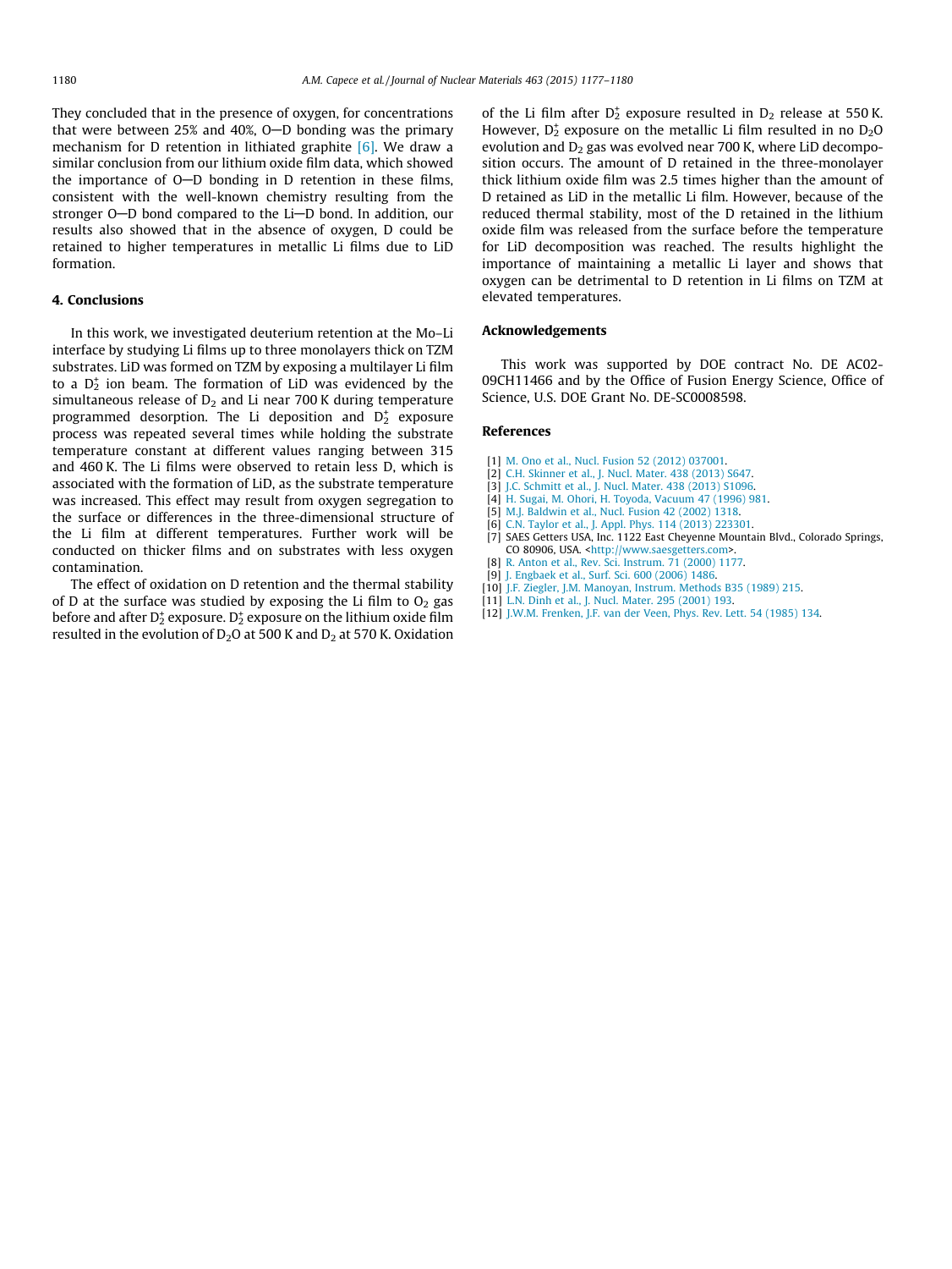They concluded that in the presence of oxygen, for concentrations that were between 25% and 40%, O—D bonding was the primary mechanism for D retention in lithiated graphite [6]. We draw a similar conclusion from our lithium oxide film data, which showed the importance of O—D bonding in D retention in these films, consistent with the well-known chemistry resulting from the stronger O—D bond compared to the Li—D bond. In addition, our results also showed that in the absence of oxygen, D could be retained to higher temperatures in metallic Li films due to LiD formation.

## 4. Conclusions

In this work, we investigated deuterium retention at the Mo–Li interface by studying Li films up to three monolayers thick on TZM substrates. LiD was formed on TZM by exposing a multilayer Li film to a $D_2^+$ ion beam. The formation of LiD was evidenced by the simultaneous release of $D_2$ and Li near 700 K during temperature programmed desorption. The Li deposition and $D_2^+$ exposure process was repeated several times while holding the substrate temperature constant at different values ranging between 315 and 460 K. The Li films were observed to retain less D, which is associated with the formation of LiD, as the substrate temperature was increased. This effect may result from oxygen segregation to the surface or differences in the three-dimensional structure of the Li film at different temperatures. Further work will be conducted on thicker films and on substrates with less oxygen contamination.

The effect of oxidation on D retention and the thermal stability of D at the surface was studied by exposing the Li film to $O_2$ gas before and after $D_2^+$ exposure. $D_2^+$ exposure on the lithium oxide film resulted in the evolution of $D_2O$ at 500 K and $D_2$ at 570 K. Oxidation of the Li film after $D_2^+$ exposure resulted in $D_2$ release at 550 K. However, $D_2^+$ exposure on the metallic Li film resulted in no $D_2O$ evolution and $D_2$ gas was evolved near 700 K, where LiD decomposition occurs. The amount of D retained in the three-monolayer thick lithium oxide film was 2.5 times higher than the amount of D retained as LiD in the metallic Li film. However, because of the reduced thermal stability, most of the D retained in the lithium oxide film was released from the surface before the temperature for LiD decomposition was reached. The results highlight the importance of maintaining a metallic Li layer and shows that oxygen can be detrimental to D retention in Li films on TZM at elevated temperatures.

## Acknowledgements

This work was supported by DOE contract No. DE AC02-09CH11466 and by the Office of Fusion Energy Science, Office of Science, U.S. DOE Grant No. DE-SC0008598.

## References

[1] M. Ono et al., Nucl. Fusion 52 (2012) 037001.
[2] C.H. Skinner et al., J. Nucl. Mater. 438 (2013) S647.
[3] J.C. Schmitt et al., J. Nucl. Mater. 438 (2013) S1096.
[4] H. Sugai, M. Ohori, H. Toyoda, Vacuum 47 (1996) 981.
[5] M.J. Baldwin et al., Nucl. Fusion 42 (2002) 1318.
[6] C.N. Taylor et al., J. Appl. Phys. 114 (2013) 223301.
[7] SAES Getters USA, Inc. 1122 East Cheyenne Mountain Blvd., Colorado Springs, CO 80906, USA. <http://www.saesgetters.com>.
[8] R. Anton et al., Rev. Sci. Instrum. 71 (2000) 1177.
[9] J. Engbaek et al., Surf. Sci. 600 (2006) 1486.
[10] J.F. Ziegler, J.M. Manoyan, Instrum. Methods B35 (1989) 215.
[11] L.N. Dinh et al., J. Nucl. Mater. 295 (2001) 193.
[12] J.W.M. Frenken, J.F. van der Veen, Phys. Rev. Lett. 54 (1985) 134.